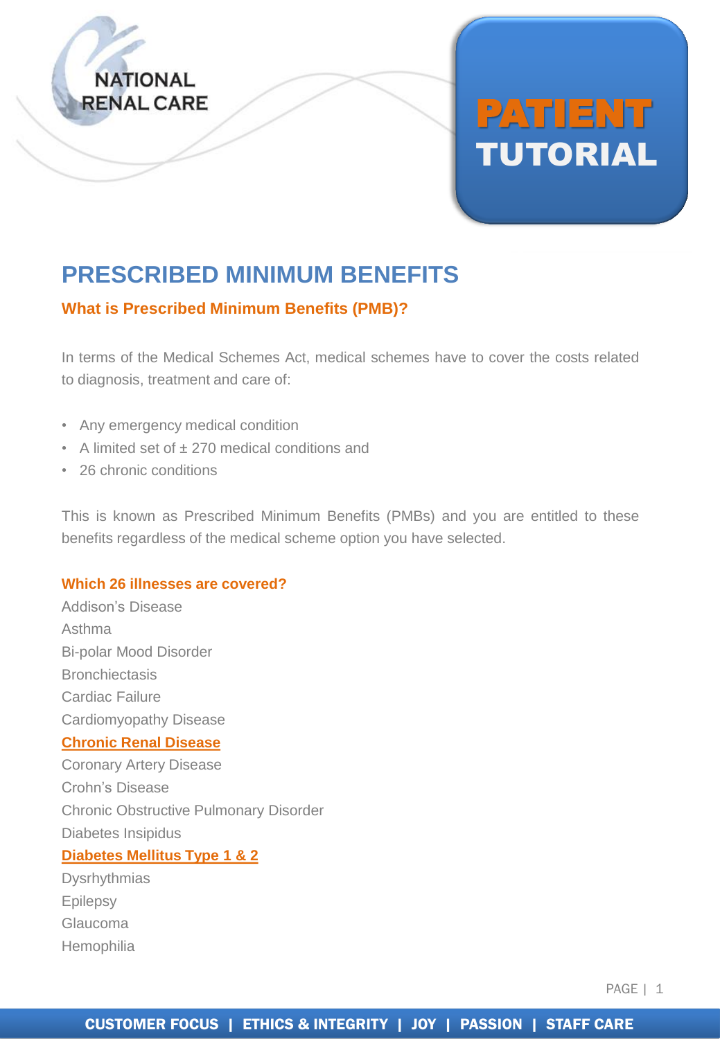NATIONAL RENAL CARE

PATIENT TUTORIAL

# PRESCRIBED MINIMUM BENEFITS

## What is Prescribed Minimum Benefits (PMB)?

In terms of the Medical Schemes Act, medical schemes have to cover the costs related to diagnosis, treatment and care of:

- Any emergency medical condition
- A limited set of ± 270 medical conditions and
- 26 chronic conditions

This is known as Prescribed Minimum Benefits (PMBs) and you are entitled to these benefits regardless of the medical scheme option you have selected.

### Which 26 illnesses are covered?

Addison's Disease
Asthma
Bi-polar Mood Disorder
Bronchiectasis
Cardiac Failure
Cardiomyopathy Disease
**Chronic Renal Disease**
Coronary Artery Disease
Crohn's Disease
Chronic Obstructive Pulmonary Disorder
Diabetes Insipidus
**Diabetes Mellitus Type 1 & 2**
Dysrhythmias
Epilepsy
Glaucoma
Hemophilia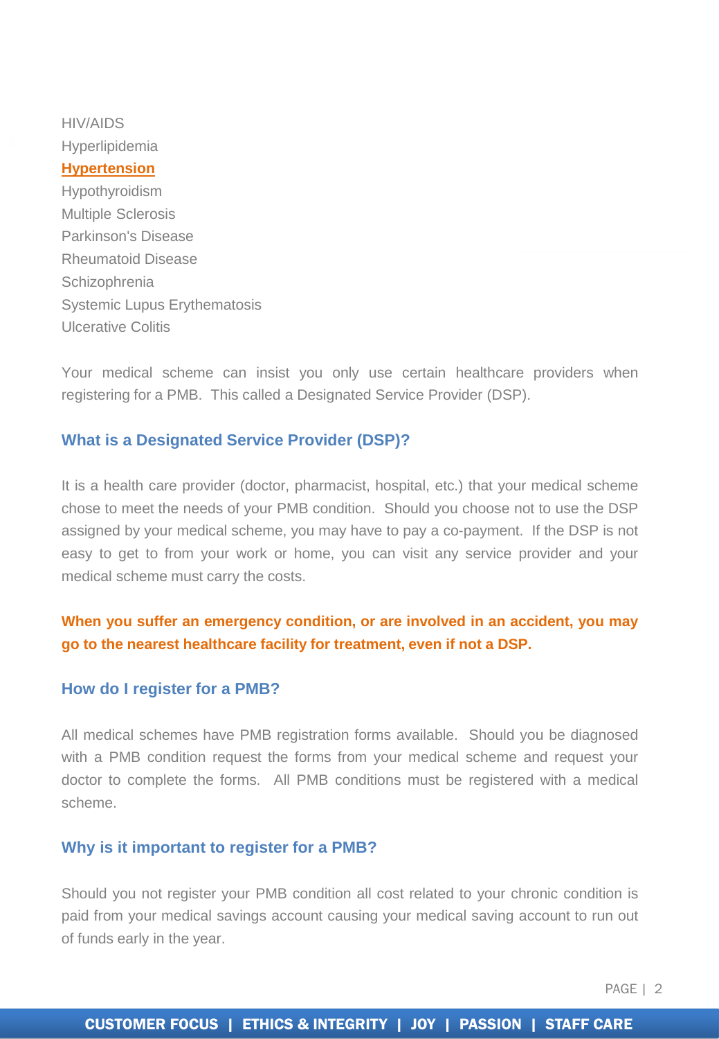HIV/AIDS
Hyperlipidemia
**Hypertension**
Hypothyroidism
Multiple Sclerosis
Parkinson's Disease
Rheumatoid Disease
Schizophrenia
Systemic Lupus Erythematosis
Ulcerative Colitis

Your medical scheme can insist you only use certain healthcare providers when registering for a PMB. This called a Designated Service Provider (DSP).

### What is a Designated Service Provider (DSP)?

It is a health care provider (doctor, pharmacist, hospital, etc.) that your medical scheme chose to meet the needs of your PMB condition. Should you choose not to use the DSP assigned by your medical scheme, you may have to pay a co-payment. If the DSP is not easy to get to from your work or home, you can visit any service provider and your medical scheme must carry the costs.

**When you suffer an emergency condition, or are involved in an accident, you may go to the nearest healthcare facility for treatment, even if not a DSP.**

### How do I register for a PMB?

All medical schemes have PMB registration forms available. Should you be diagnosed with a PMB condition request the forms from your medical scheme and request your doctor to complete the forms. All PMB conditions must be registered with a medical scheme.

### Why is it important to register for a PMB?

Should you not register your PMB condition all cost related to your chronic condition is paid from your medical savings account causing your medical saving account to run out of funds early in the year.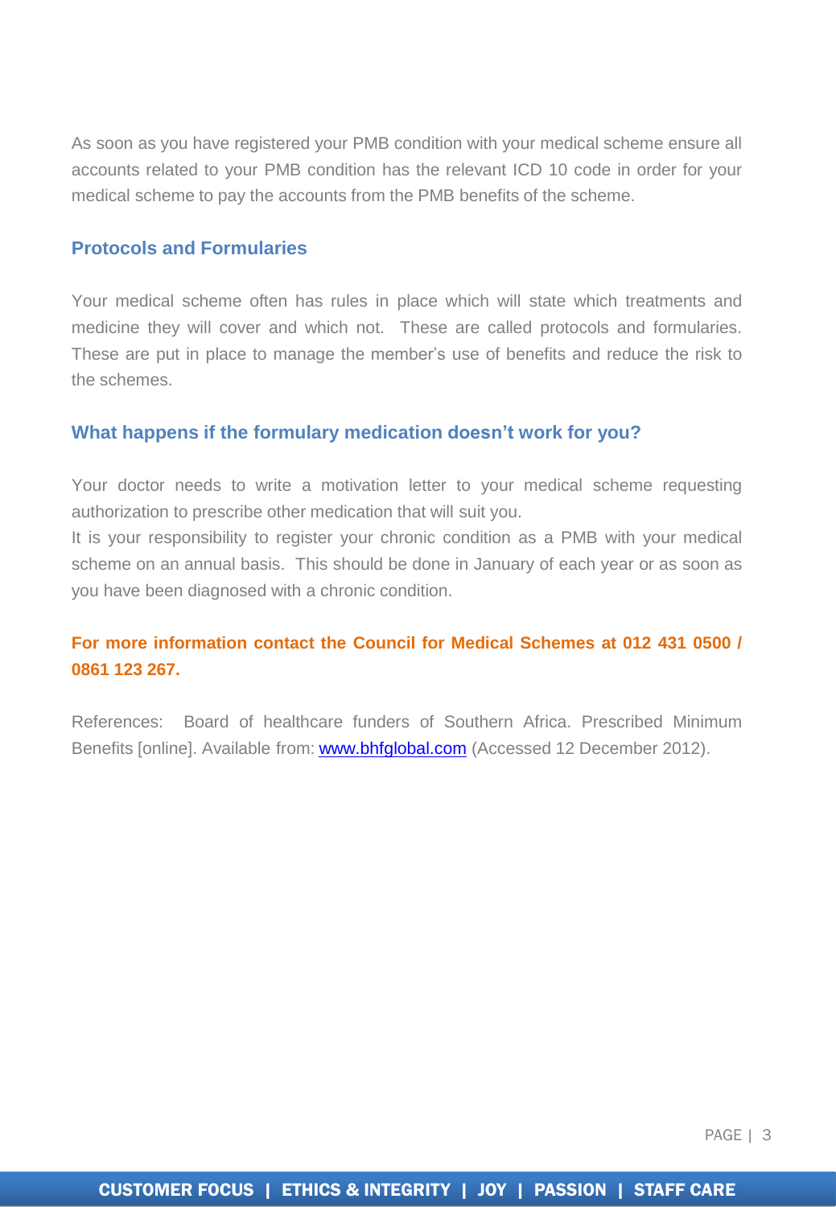As soon as you have registered your PMB condition with your medical scheme ensure all accounts related to your PMB condition has the relevant ICD 10 code in order for your medical scheme to pay the accounts from the PMB benefits of the scheme.

### Protocols and Formularies

Your medical scheme often has rules in place which will state which treatments and medicine they will cover and which not. These are called protocols and formularies. These are put in place to manage the member's use of benefits and reduce the risk to the schemes.

### What happens if the formulary medication doesn't work for you?

Your doctor needs to write a motivation letter to your medical scheme requesting authorization to prescribe other medication that will suit you.

It is your responsibility to register your chronic condition as a PMB with your medical scheme on an annual basis. This should be done in January of each year or as soon as you have been diagnosed with a chronic condition.

**For more information contact the Council for Medical Schemes at 012 431 0500 / 0861 123 267.**

References: Board of healthcare funders of Southern Africa. Prescribed Minimum Benefits [online]. Available from: www.bhfglobal.com (Accessed 12 December 2012).

CUSTOMER FOCUS | ETHICS & INTEGRITY | JOY | PASSION | STAFF CARE